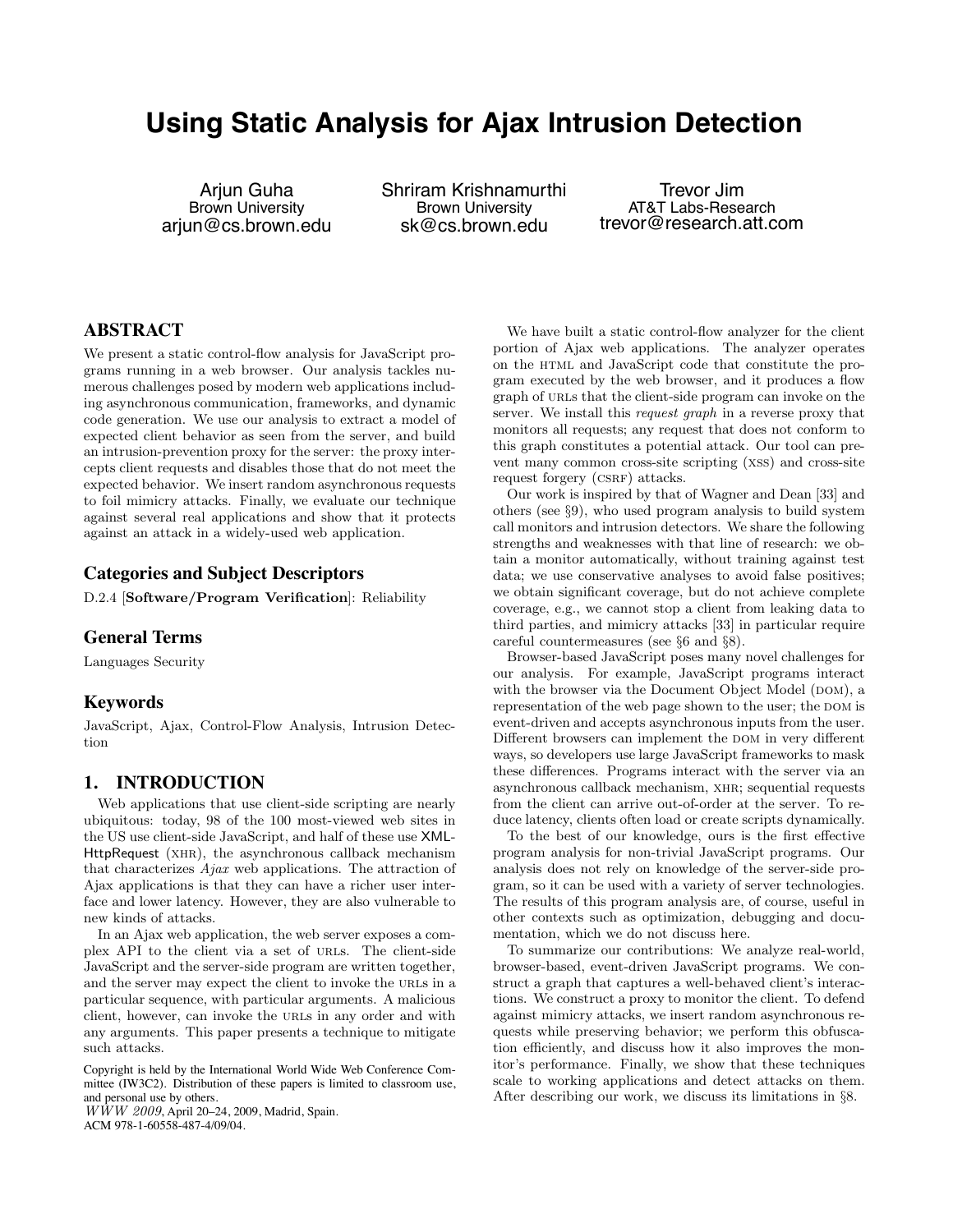# Using Static Analysis for Ajax Intrusion Detection

Arjun Guha
Brown University
arjun@cs.brown.edu

Shriram Krishnamurthi
Brown University
sk@cs.brown.edu

Trevor Jim
AT&T Labs-Research
trevor@research.att.com

## ABSTRACT

We present a static control-flow analysis for JavaScript programs running in a web browser. Our analysis tackles numerous challenges posed by modern web applications including asynchronous communication, frameworks, and dynamic code generation. We use our analysis to extract a model of expected client behavior as seen from the server, and build an intrusion-prevention proxy for the server: the proxy intercepts client requests and disables those that do not meet the expected behavior. We insert random asynchronous requests to foil mimicry attacks. Finally, we evaluate our technique against several real applications and show that it protects against an attack in a widely-used web application.

## Categories and Subject Descriptors

D.2.4 [**Software/Program Verification**]: Reliability

## General Terms

Languages Security

## Keywords

JavaScript, Ajax, Control-Flow Analysis, Intrusion Detection

## 1. INTRODUCTION

Web applications that use client-side scripting are nearly ubiquitous: today, 98 of the 100 most-viewed web sites in the US use client-side JavaScript, and half of these use XMLHttpRequest (XHR), the asynchronous callback mechanism that characterizes *Ajax* web applications. The attraction of Ajax applications is that they can have a richer user interface and lower latency. However, they are also vulnerable to new kinds of attacks.

In an Ajax web application, the web server exposes a complex API to the client via a set of URLs. The client-side JavaScript and the server-side program are written together, and the server may expect the client to invoke the URLs in a particular sequence, with particular arguments. A malicious client, however, can invoke the URLs in any order and with any arguments. This paper presents a technique to mitigate such attacks.

Copyright is held by the International World Wide Web Conference Committee (IW3C2). Distribution of these papers is limited to classroom use, and personal use by others.
*WWW 2009*, April 20–24, 2009, Madrid, Spain.
ACM 978-1-60558-487-4/09/04.

We have built a static control-flow analyzer for the client portion of Ajax web applications. The analyzer operates on the HTML and JavaScript code that constitute the program executed by the web browser, and it produces a flow graph of URLs that the client-side program can invoke on the server. We install this *request graph* in a reverse proxy that monitors all requests; any request that does not conform to this graph constitutes a potential attack. Our tool can prevent many common cross-site scripting (XSS) and cross-site request forgery (CSRF) attacks.

Our work is inspired by that of Wagner and Dean [33] and others (see §9), who used program analysis to build system call monitors and intrusion detectors. We share the following strengths and weaknesses with that line of research: we obtain a monitor automatically, without training against test data; we use conservative analyses to avoid false positives; we obtain significant coverage, but do not achieve complete coverage, e.g., we cannot stop a client from leaking data to third parties, and mimicry attacks [33] in particular require careful countermeasures (see §6 and §8).

Browser-based JavaScript poses many novel challenges for our analysis. For example, JavaScript programs interact with the browser via the Document Object Model (DOM), a representation of the web page shown to the user; the DOM is event-driven and accepts asynchronous inputs from the user. Different browsers can implement the DOM in very different ways, so developers use large JavaScript frameworks to mask these differences. Programs interact with the server via an asynchronous callback mechanism, XHR; sequential requests from the client can arrive out-of-order at the server. To reduce latency, clients often load or create scripts dynamically.

To the best of our knowledge, ours is the first effective program analysis for non-trivial JavaScript programs. Our analysis does not rely on knowledge of the server-side program, so it can be used with a variety of server technologies. The results of this program analysis are, of course, useful in other contexts such as optimization, debugging and documentation, which we do not discuss here.

To summarize our contributions: We analyze real-world, browser-based, event-driven JavaScript programs. We construct a graph that captures a well-behaved client's interactions. We construct a proxy to monitor the client. To defend against mimicry attacks, we insert random asynchronous requests while preserving behavior; we perform this obfuscation efficiently, and discuss how it also improves the monitor's performance. Finally, we show that these techniques scale to working applications and detect attacks on them. After describing our work, we discuss its limitations in §8.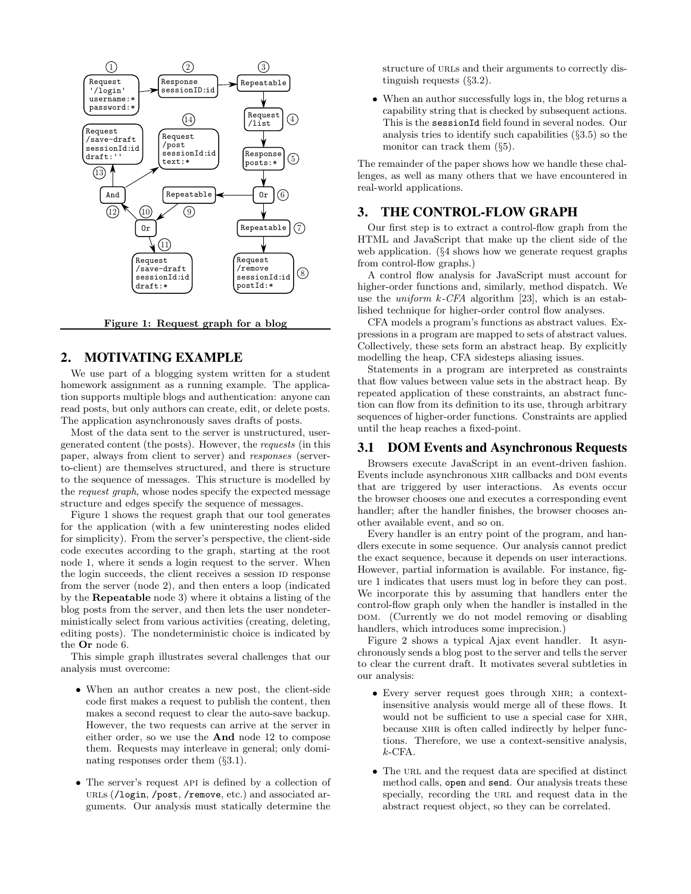Figure 1: Request graph for a blog

## 2. MOTIVATING EXAMPLE

We use part of a blogging system written for a student homework assignment as a running example. The application supports multiple blogs and authentication: anyone can read posts, but only authors can create, edit, or delete posts. The application asynchronously saves drafts of posts.

Most of the data sent to the server is unstructured, user-generated content (the posts). However, the *requests* (in this paper, always from client to server) and *responses* (server-to-client) are themselves structured, and there is structure to the sequence of messages. This structure is modelled by the *request graph*, whose nodes specify the expected message structure and edges specify the sequence of messages.

Figure 1 shows the request graph that our tool generates for the application (with a few uninteresting nodes elided for simplicity). From the server's perspective, the client-side code executes according to the graph, starting at the root node 1, where it sends a login request to the server. When the login succeeds, the client receives a session ID response from the server (node 2), and then enters a loop (indicated by the **Repeatable** node 3) where it obtains a listing of the blog posts from the server, and then lets the user nondeterministically select from various activities (creating, deleting, editing posts). The nondeterministic choice is indicated by the **Or** node 6.

This simple graph illustrates several challenges that our analysis must overcome:

- When an author creates a new post, the client-side code first makes a request to publish the content, then makes a second request to clear the auto-save backup. However, the two requests can arrive at the server in either order, so we use the **And** node 12 to compose them. Requests may interleave in general; only dominating responses order them (§3.1).
- The server's request API is defined by a collection of URLs (`/login`, `/post`, `/remove`, etc.) and associated arguments. Our analysis must statically determine the structure of URLs and their arguments to correctly distinguish requests (§3.2).
- When an author successfully logs in, the blog returns a capability string that is checked by subsequent actions. This is the `sessionId` field found in several nodes. Our analysis tries to identify such capabilities (§3.5) so the monitor can track them (§5).

The remainder of the paper shows how we handle these challenges, as well as many others that we have encountered in real-world applications.

## 3. THE CONTROL-FLOW GRAPH

Our first step is to extract a control-flow graph from the HTML and JavaScript that make up the client side of the web application. (§4 shows how we generate request graphs from control-flow graphs.)

A control flow analysis for JavaScript must account for higher-order functions and, similarly, method dispatch. We use the *uniform k-CFA* algorithm [23], which is an established technique for higher-order control flow analyses.

CFA models a program's functions as abstract values. Expressions in a program are mapped to sets of abstract values. Collectively, these sets form an abstract heap. By explicitly modelling the heap, CFA sidesteps aliasing issues.

Statements in a program are interpreted as constraints that flow values between value sets in the abstract heap. By repeated application of these constraints, an abstract function can flow from its definition to its use, through arbitrary sequences of higher-order functions. Constraints are applied until the heap reaches a fixed-point.

### 3.1 DOM Events and Asynchronous Requests

Browsers execute JavaScript in an event-driven fashion. Events include asynchronous XHR callbacks and DOM events that are triggered by user interactions. As events occur the browser chooses one and executes a corresponding event handler; after the handler finishes, the browser chooses another available event, and so on.

Every handler is an entry point of the program, and handlers execute in some sequence. Our analysis cannot predict the exact sequence, because it depends on user interactions. However, partial information is available. For instance, figure 1 indicates that users must log in before they can post. We incorporate this by assuming that handlers enter the control-flow graph only when the handler is installed in the DOM. (Currently we do not model removing or disabling handlers, which introduces some imprecision.)

Figure 2 shows a typical Ajax event handler. It asynchronously sends a blog post to the server and tells the server to clear the current draft. It motivates several subtleties in our analysis:

- Every server request goes through XHR; a context-insensitive analysis would merge all of these flows. It would not be sufficient to use a special case for XHR, because XHR is often called indirectly by helper functions. Therefore, we use a context-sensitive analysis, *k*-CFA.
- The URL and the request data are specified at distinct method calls, `open` and `send`. Our analysis treats these specially, recording the URL and request data in the abstract request object, so they can be correlated.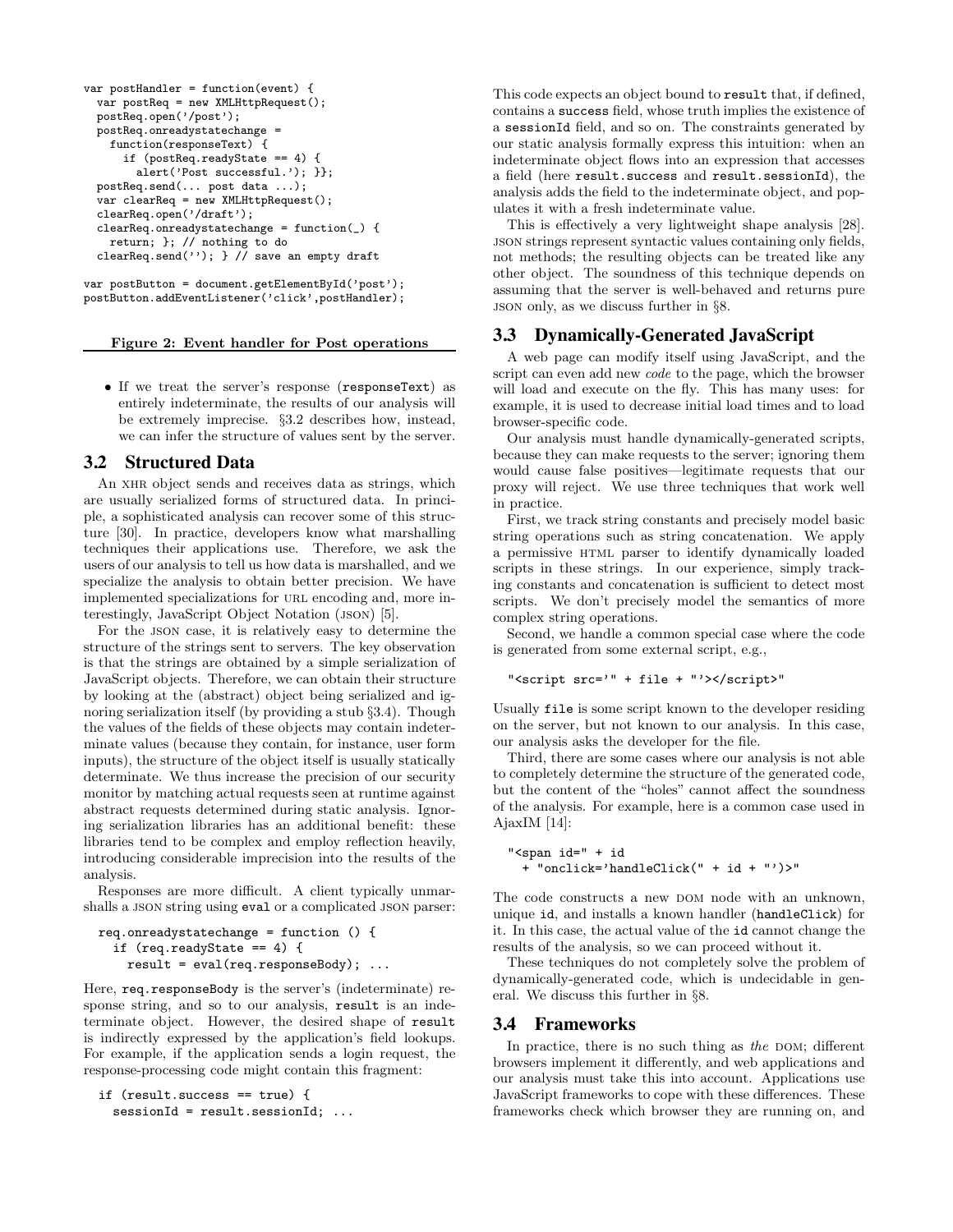```
var postHandler = function(event) {
  var postReq = new XMLHttpRequest();
  postReq.open('/post');
  postReq.onreadystatechange =
    function(responseText) {
      if (postReq.readyState == 4) {
        alert('Post successful.'); }};
  postReq.send(... post data ...);
  var clearReq = new XMLHttpRequest();
  clearReq.open('/draft');
  clearReq.onreadystatechange = function(_) {
    return; }; // nothing to do
  clearReq.send(''); } // save an empty draft

var postButton = document.getElementById('post');
postButton.addEventListener('click',postHandler);
```

**Figure 2: Event handler for Post operations**

- If we treat the server's response (`responseText`) as entirely indeterminate, the results of our analysis will be extremely imprecise. §3.2 describes how, instead, we can infer the structure of values sent by the server.

## 3.2 Structured Data

An XHR object sends and receives data as strings, which are usually serialized forms of structured data. In principle, a sophisticated analysis can recover some of this structure [30]. In practice, developers know what marshalling techniques their applications use. Therefore, we ask the users of our analysis to tell us how data is marshalled, and we specialize the analysis to obtain better precision. We have implemented specializations for URL encoding and, more interestingly, JavaScript Object Notation (JSON) [5].

For the JSON case, it is relatively easy to determine the structure of the strings sent to servers. The key observation is that the strings are obtained by a simple serialization of JavaScript objects. Therefore, we can obtain their structure by looking at the (abstract) object being serialized and ignoring serialization itself (by providing a stub §3.4). Though the values of the fields of these objects may contain indeterminate values (because they contain, for instance, user form inputs), the structure of the object itself is usually statically determinate. We thus increase the precision of our security monitor by matching actual requests seen at runtime against abstract requests determined during static analysis. Ignoring serialization libraries has an additional benefit: these libraries tend to be complex and employ reflection heavily, introducing considerable imprecision into the results of the analysis.

Responses are more difficult. A client typically unmarshalls a JSON string using `eval` or a complicated JSON parser:

```
req.onreadystatechange = function () {
  if (req.readyState == 4) {
    result = eval(req.responseBody); ...
```

Here, `req.responseBody` is the server's (indeterminate) response string, and so to our analysis, `result` is an indeterminate object. However, the desired shape of `result` is indirectly expressed by the application's field lookups. For example, if the application sends a login request, the response-processing code might contain this fragment:

```
if (result.success == true) {
  sessionId = result.sessionId; ...
```

This code expects an object bound to `result` that, if defined, contains a `success` field, whose truth implies the existence of a `sessionId` field, and so on. The constraints generated by our static analysis formally express this intuition: when an indeterminate object flows into an expression that accesses a field (here `result.success` and `result.sessionId`), the analysis adds the field to the indeterminate object, and populates it with a fresh indeterminate value.

This is effectively a very lightweight shape analysis [28]. JSON strings represent syntactic values containing only fields, not methods; the resulting objects can be treated like any other object. The soundness of this technique depends on assuming that the server is well-behaved and returns pure JSON only, as we discuss further in §8.

## 3.3 Dynamically-Generated JavaScript

A web page can modify itself using JavaScript, and the script can even add new *code* to the page, which the browser will load and execute on the fly. This has many uses: for example, it is used to decrease initial load times and to load browser-specific code.

Our analysis must handle dynamically-generated scripts, because they can make requests to the server; ignoring them would cause false positives—legitimate requests that our proxy will reject. We use three techniques that work well in practice.

First, we track string constants and precisely model basic string operations such as string concatenation. We apply a permissive HTML parser to identify dynamically loaded scripts in these strings. In our experience, simply tracking constants and concatenation is sufficient to detect most scripts. We don't precisely model the semantics of more complex string operations.

Second, we handle a common special case where the code is generated from some external script, e.g.,

```
"<script src='" + file + "'></script>"
```

Usually `file` is some script known to the developer residing on the server, but not known to our analysis. In this case, our analysis asks the developer for the file.

Third, there are some cases where our analysis is not able to completely determine the structure of the generated code, but the content of the "holes" cannot affect the soundness of the analysis. For example, here is a common case used in AjaxIM [14]:

```
"<span id=" + id
  + "onclick='handleClick(" + id + "')>"
```

The code constructs a new DOM node with an unknown, unique `id`, and installs a known handler (`handleClick`) for it. In this case, the actual value of the `id` cannot change the results of the analysis, so we can proceed without it.

These techniques do not completely solve the problem of dynamically-generated code, which is undecidable in general. We discuss this further in §8.

## 3.4 Frameworks

In practice, there is no such thing as *the* DOM; different browsers implement it differently, and web applications and our analysis must take this into account. Applications use JavaScript frameworks to cope with these differences. These frameworks check which browser they are running on, and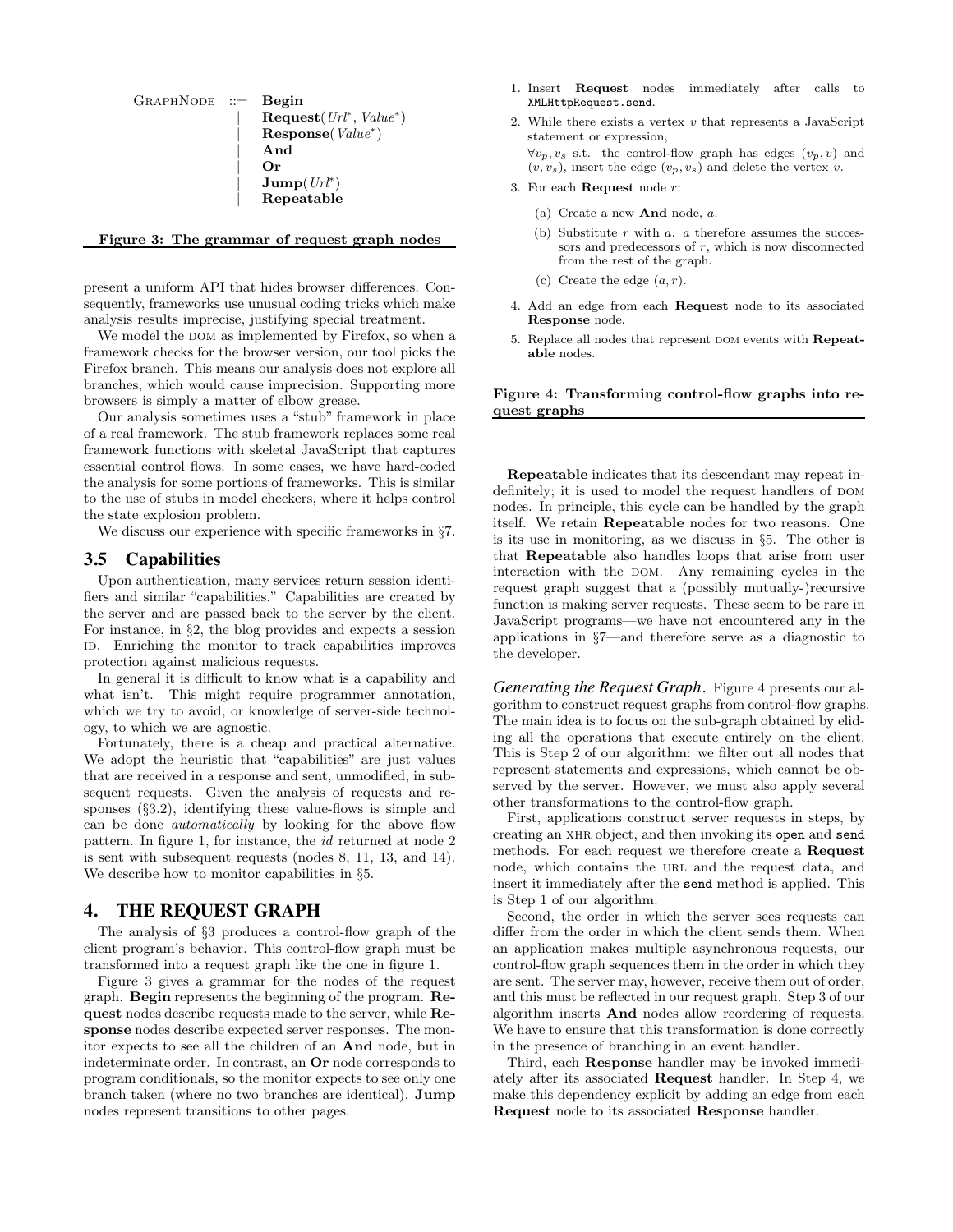```
GraphNode ::= Begin
            | Request(Url*, Value*)
            | Response(Value*)
            | And
            | Or
            | Jump(Url*)
            | Repeatable
```

**Figure 3: The grammar of request graph nodes**

present a uniform API that hides browser differences. Consequently, frameworks use unusual coding tricks which make analysis results imprecise, justifying special treatment.

We model the DOM as implemented by Firefox, so when a framework checks for the browser version, our tool picks the Firefox branch. This means our analysis does not explore all branches, which would cause imprecision. Supporting more browsers is simply a matter of elbow grease.

Our analysis sometimes uses a "stub" framework in place of a real framework. The stub framework replaces some real framework functions with skeletal JavaScript that captures essential control flows. In some cases, we have hard-coded the analysis for some portions of frameworks. This is similar to the use of stubs in model checkers, where it helps control the state explosion problem.

We discuss our experience with specific frameworks in §7.

## 3.5 Capabilities

Upon authentication, many services return session identifiers and similar "capabilities." Capabilities are created by the server and are passed back to the server by the client. For instance, in §2, the blog provides and expects a session ID. Enriching the monitor to track capabilities improves protection against malicious requests.

In general it is difficult to know what is a capability and what isn't. This might require programmer annotation, which we try to avoid, or knowledge of server-side technology, to which we are agnostic.

Fortunately, there is a cheap and practical alternative. We adopt the heuristic that "capabilities" are just values that are received in a response and sent, unmodified, in subsequent requests. Given the analysis of requests and responses (§3.2), identifying these value-flows is simple and can be done *automatically* by looking for the above flow pattern. In figure 1, for instance, the *id* returned at node 2 is sent with subsequent requests (nodes 8, 11, 13, and 14). We describe how to monitor capabilities in §5.

# 4. THE REQUEST GRAPH

The analysis of §3 produces a control-flow graph of the client program's behavior. This control-flow graph must be transformed into a request graph like the one in figure 1.

Figure 3 gives a grammar for the nodes of the request graph. **Begin** represents the beginning of the program. **Request** nodes describe requests made to the server, while **Response** nodes describe expected server responses. The monitor expects to see all the children of an **And** node, but in indeterminate order. In contrast, an **Or** node corresponds to program conditionals, so the monitor expects to see only one branch taken (where no two branches are identical). **Jump** nodes represent transitions to other pages.

1. Insert **Request** nodes immediately after calls to `XMLHttpRequest.send`.
2. While there exists a vertex $v$ that represents a JavaScript statement or expression,
   $\forall v_p, v_s$ s.t. the control-flow graph has edges $(v_p, v)$ and $(v, v_s)$, insert the edge $(v_p, v_s)$ and delete the vertex $v$.
3. For each **Request** node $r$:
   (a) Create a new **And** node, $a$.
   (b) Substitute $r$ with $a$. $a$ therefore assumes the successors and predecessors of $r$, which is now disconnected from the rest of the graph.
   (c) Create the edge $(a, r)$.
4. Add an edge from each **Request** node to its associated **Response** node.
5. Replace all nodes that represent DOM events with **Repeatable** nodes.

**Figure 4: Transforming control-flow graphs into request graphs**

**Repeatable** indicates that its descendant may repeat indefinitely; it is used to model the request handlers of DOM nodes. In principle, this cycle can be handled by the graph itself. We retain **Repeatable** nodes for two reasons. One is its use in monitoring, as we discuss in §5. The other is that **Repeatable** also handles loops that arise from user interaction with the DOM. Any remaining cycles in the request graph suggest that a (possibly mutually-)recursive function is making server requests. These seem to be rare in JavaScript programs—we have not encountered any in the applications in §7—and therefore serve as a diagnostic to the developer.

***Generating the Request Graph.*** Figure 4 presents our algorithm to construct request graphs from control-flow graphs. The main idea is to focus on the sub-graph obtained by eliding all the operations that execute entirely on the client. This is Step 2 of our algorithm: we filter out all nodes that represent statements and expressions, which cannot be observed by the server. However, we must also apply several other transformations to the control-flow graph.

First, applications construct server requests in steps, by creating an XHR object, and then invoking its `open` and `send` methods. For each request we therefore create a **Request** node, which contains the URL and the request data, and insert it immediately after the `send` method is applied. This is Step 1 of our algorithm.

Second, the order in which the server sees requests can differ from the order in which the client sends them. When an application makes multiple asynchronous requests, our control-flow graph sequences them in the order in which they are sent. The server may, however, receive them out of order, and this must be reflected in our request graph. Step 3 of our algorithm inserts **And** nodes allow reordering of requests. We have to ensure that this transformation is done correctly in the presence of branching in an event handler.

Third, each **Response** handler may be invoked immediately after its associated **Request** handler. In Step 4, we make this dependency explicit by adding an edge from each **Request** node to its associated **Response** handler.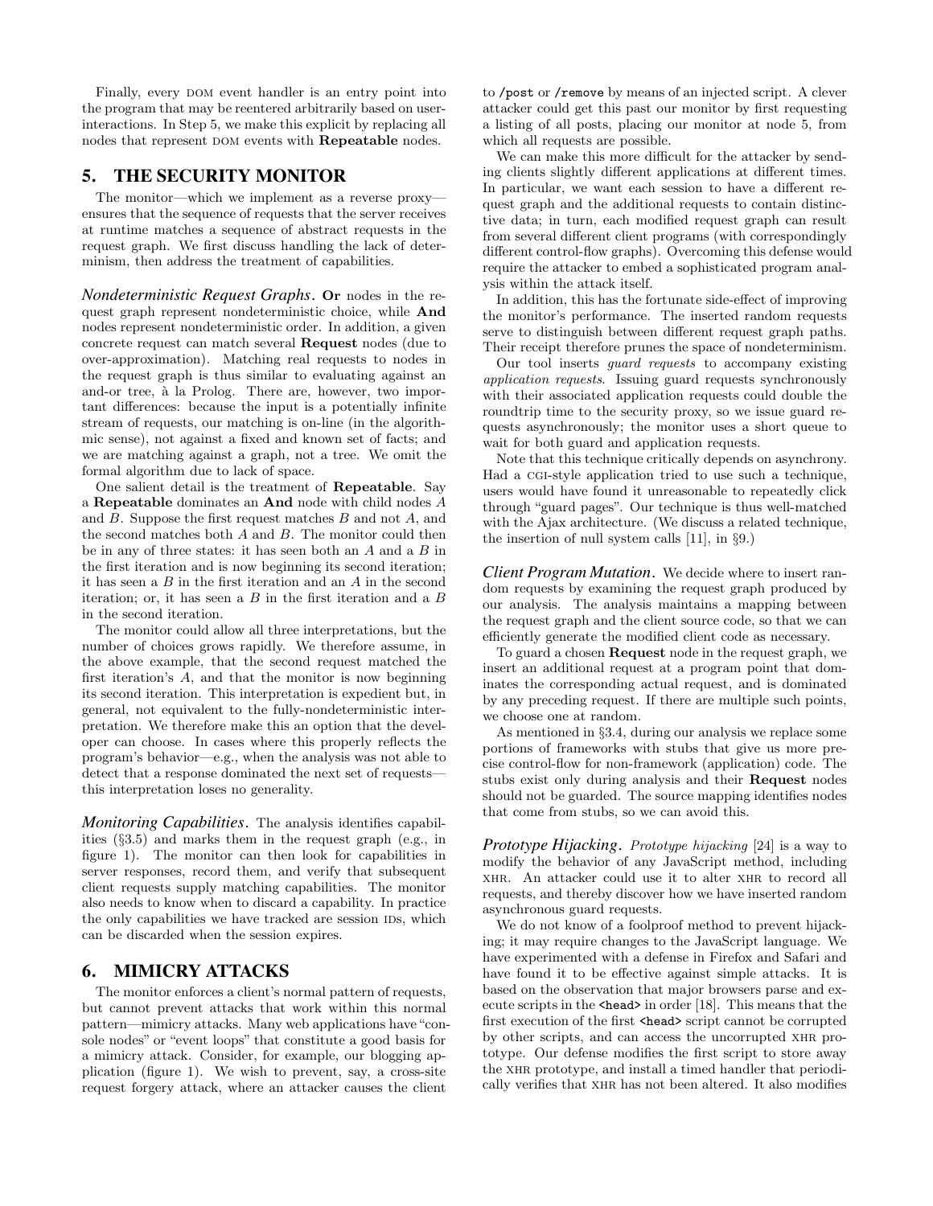Finally, every DOM event handler is an entry point into the program that may be reentered arbitrarily based on user-interactions. In Step 5, we make this explicit by replacing all nodes that represent DOM events with **Repeatable** nodes.

## 5. THE SECURITY MONITOR

The monitor—which we implement as a reverse proxy—ensures that the sequence of requests that the server receives at runtime matches a sequence of abstract requests in the request graph. We first discuss handling the lack of determinism, then address the treatment of capabilities.

***Nondeterministic Request Graphs.*** **Or** nodes in the request graph represent nondeterministic choice, while **And** nodes represent nondeterministic order. In addition, a given concrete request can match several **Request** nodes (due to over-approximation). Matching real requests to nodes in the request graph is thus similar to evaluating against an and-or tree, à la Prolog. There are, however, two important differences: because the input is a potentially infinite stream of requests, our matching is on-line (in the algorithmic sense), not against a fixed and known set of facts; and we are matching against a graph, not a tree. We omit the formal algorithm due to lack of space.

One salient detail is the treatment of **Repeatable**. Say a **Repeatable** dominates an **And** node with child nodes $A$ and $B$. Suppose the first request matches $B$ and not $A$, and the second matches both $A$ and $B$. The monitor could then be in any of three states: it has seen both an $A$ and a $B$ in the first iteration and is now beginning its second iteration; it has seen a $B$ in the first iteration and an $A$ in the second iteration; or, it has seen a $B$ in the first iteration and a $B$ in the second iteration.

The monitor could allow all three interpretations, but the number of choices grows rapidly. We therefore assume, in the above example, that the second request matched the first iteration's $A$, and that the monitor is now beginning its second iteration. This interpretation is expedient but, in general, not equivalent to the fully-nondeterministic interpretation. We therefore make this an option that the developer can choose. In cases where this properly reflects the program's behavior—e.g., when the analysis was not able to detect that a response dominated the next set of requests—this interpretation loses no generality.

***Monitoring Capabilities.*** The analysis identifies capabilities (§3.5) and marks them in the request graph (e.g., in figure 1). The monitor can then look for capabilities in server responses, record them, and verify that subsequent client requests supply matching capabilities. The monitor also needs to know when to discard a capability. In practice the only capabilities we have tracked are session IDs, which can be discarded when the session expires.

## 6. MIMICRY ATTACKS

The monitor enforces a client's normal pattern of requests, but cannot prevent attacks that work within this normal pattern—mimicry attacks. Many web applications have "console nodes" or "event loops" that constitute a good basis for a mimicry attack. Consider, for example, our blogging application (figure 1). We wish to prevent, say, a cross-site request forgery attack, where an attacker causes the client to `/post` or `/remove` by means of an injected script. A clever attacker could get this past our monitor by first requesting a listing of all posts, placing our monitor at node 5, from which all requests are possible.

We can make this more difficult for the attacker by sending clients slightly different applications at different times. In particular, we want each session to have a different request graph and the additional requests to contain distinctive data; in turn, each modified request graph can result from several different client programs (with correspondingly different control-flow graphs). Overcoming this defense would require the attacker to embed a sophisticated program analysis within the attack itself.

In addition, this has the fortunate side-effect of improving the monitor's performance. The inserted random requests serve to distinguish between different request graph paths. Their receipt therefore prunes the space of nondeterminism.

Our tool inserts *guard requests* to accompany existing *application requests*. Issuing guard requests synchronously with their associated application requests could double the roundtrip time to the security proxy, so we issue guard requests asynchronously; the monitor uses a short queue to wait for both guard and application requests.

Note that this technique critically depends on asynchrony. Had a CGI-style application tried to use such a technique, users would have found it unreasonable to repeatedly click through "guard pages". Our technique is thus well-matched with the Ajax architecture. (We discuss a related technique, the insertion of null system calls [11], in §9.)

***Client Program Mutation.*** We decide where to insert random requests by examining the request graph produced by our analysis. The analysis maintains a mapping between the request graph and the client source code, so that we can efficiently generate the modified client code as necessary.

To guard a chosen **Request** node in the request graph, we insert an additional request at a program point that dominates the corresponding actual request, and is dominated by any preceding request. If there are multiple such points, we choose one at random.

As mentioned in §3.4, during our analysis we replace some portions of frameworks with stubs that give us more precise control-flow for non-framework (application) code. The stubs exist only during analysis and their **Request** nodes should not be guarded. The source mapping identifies nodes that come from stubs, so we can avoid this.

***Prototype Hijacking.*** *Prototype hijacking* [24] is a way to modify the behavior of any JavaScript method, including XHR. An attacker could use it to alter XHR to record all requests, and thereby discover how we have inserted random asynchronous guard requests.

We do not know of a foolproof method to prevent hijacking; it may require changes to the JavaScript language. We have experimented with a defense in Firefox and Safari and have found it to be effective against simple attacks. It is based on the observation that major browsers parse and execute scripts in the `<head>` in order [18]. This means that the first execution of the first `<head>` script cannot be corrupted by other scripts, and can access the uncorrupted XHR prototype. Our defense modifies the first script to store away the XHR prototype, and install a timed handler that periodically verifies that XHR has not been altered. It also modifies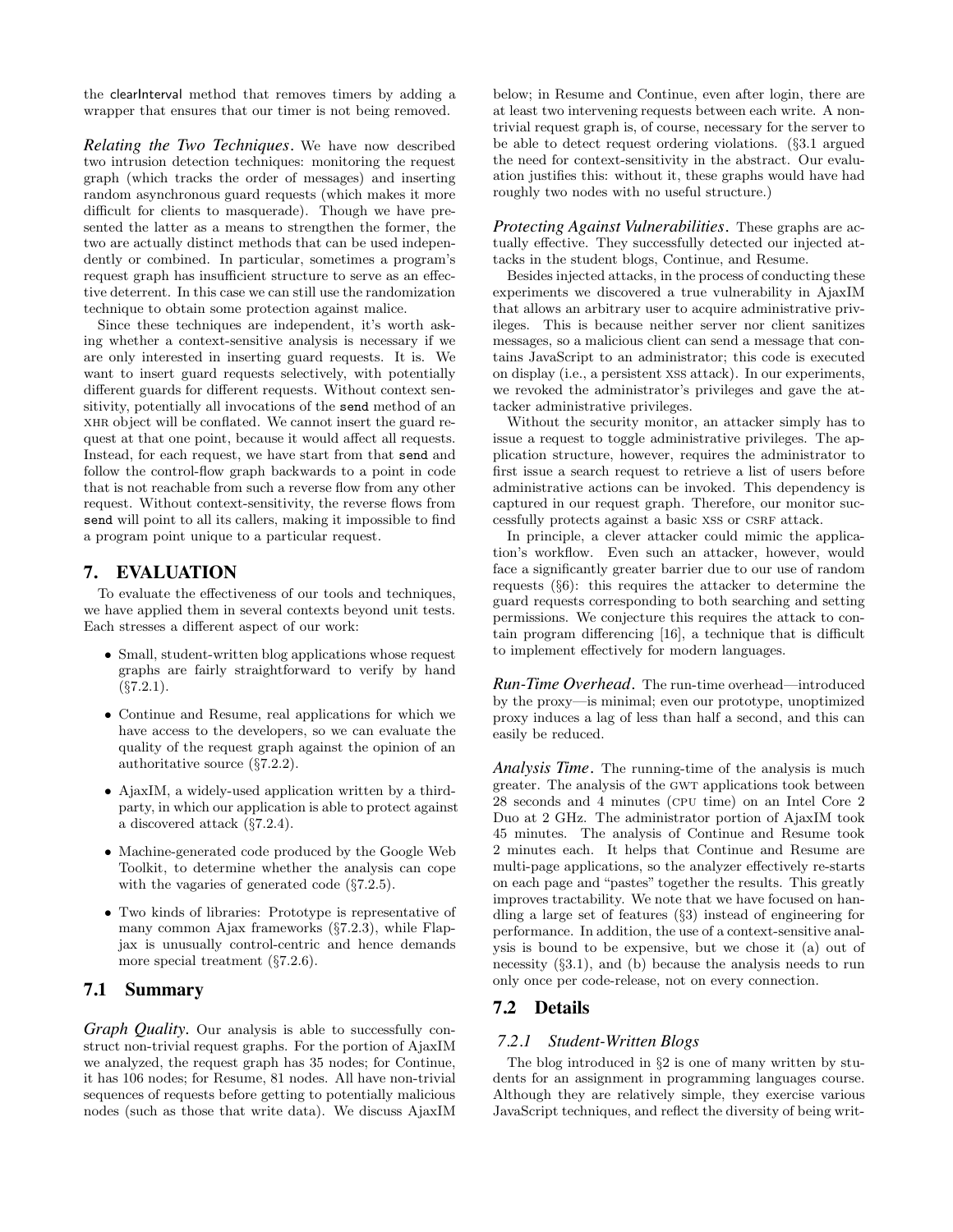the clearInterval method that removes timers by adding a wrapper that ensures that our timer is not being removed.

***Relating the Two Techniques.*** We have now described two intrusion detection techniques: monitoring the request graph (which tracks the order of messages) and inserting random asynchronous guard requests (which makes it more difficult for clients to masquerade). Though we have presented the latter as a means to strengthen the former, the two are actually distinct methods that can be used independently or combined. In particular, sometimes a program's request graph has insufficient structure to serve as an effective deterrent. In this case we can still use the randomization technique to obtain some protection against malice.

Since these techniques are independent, it's worth asking whether a context-sensitive analysis is necessary if we are only interested in inserting guard requests. It is. We want to insert guard requests selectively, with potentially different guards for different requests. Without context sensitivity, potentially all invocations of the `send` method of an XHR object will be conflated. We cannot insert the guard request at that one point, because it would affect all requests. Instead, for each request, we have start from that `send` and follow the control-flow graph backwards to a point in code that is not reachable from such a reverse flow from any other request. Without context-sensitivity, the reverse flows from `send` will point to all its callers, making it impossible to find a program point unique to a particular request.

# 7. EVALUATION

To evaluate the effectiveness of our tools and techniques, we have applied them in several contexts beyond unit tests. Each stresses a different aspect of our work:

- Small, student-written blog applications whose request graphs are fairly straightforward to verify by hand (§7.2.1).
- Continue and Resume, real applications for which we have access to the developers, so we can evaluate the quality of the request graph against the opinion of an authoritative source (§7.2.2).
- AjaxIM, a widely-used application written by a third-party, in which our application is able to protect against a discovered attack (§7.2.4).
- Machine-generated code produced by the Google Web Toolkit, to determine whether the analysis can cope with the vagaries of generated code (§7.2.5).
- Two kinds of libraries: Prototype is representative of many common Ajax frameworks (§7.2.3), while Flapjax is unusually control-centric and hence demands more special treatment (§7.2.6).

## 7.1 Summary

***Graph Quality.*** Our analysis is able to successfully construct non-trivial request graphs. For the portion of AjaxIM we analyzed, the request graph has 35 nodes; for Continue, it has 106 nodes; for Resume, 81 nodes. All have non-trivial sequences of requests before getting to potentially malicious nodes (such as those that write data). We discuss AjaxIM below; in Resume and Continue, even after login, there are at least two intervening requests between each write. A non-trivial request graph is, of course, necessary for the server to be able to detect request ordering violations. (§3.1 argued the need for context-sensitivity in the abstract. Our evaluation justifies this: without it, these graphs would have had roughly two nodes with no useful structure.)

***Protecting Against Vulnerabilities.*** These graphs are actually effective. They successfully detected our injected attacks in the student blogs, Continue, and Resume.

Besides injected attacks, in the process of conducting these experiments we discovered a true vulnerability in AjaxIM that allows an arbitrary user to acquire administrative privileges. This is because neither server nor client sanitizes messages, so a malicious client can send a message that contains JavaScript to an administrator; this code is executed on display (i.e., a persistent XSS attack). In our experiments, we revoked the administrator's privileges and gave the attacker administrative privileges.

Without the security monitor, an attacker simply has to issue a request to toggle administrative privileges. The application structure, however, requires the administrator to first issue a search request to retrieve a list of users before administrative actions can be invoked. This dependency is captured in our request graph. Therefore, our monitor successfully protects against a basic XSS or CSRF attack.

In principle, a clever attacker could mimic the application's workflow. Even such an attacker, however, would face a significantly greater barrier due to our use of random requests (§6): this requires the attacker to determine the guard requests corresponding to both searching and setting permissions. We conjecture this requires the attack to contain program differencing [16], a technique that is difficult to implement effectively for modern languages.

***Run-Time Overhead.*** The run-time overhead—introduced by the proxy—is minimal; even our prototype, unoptimized proxy induces a lag of less than half a second, and this can easily be reduced.

***Analysis Time.*** The running-time of the analysis is much greater. The analysis of the GWT applications took between 28 seconds and 4 minutes (CPU time) on an Intel Core 2 Duo at 2 GHz. The administrator portion of AjaxIM took 45 minutes. The analysis of Continue and Resume took 2 minutes each. It helps that Continue and Resume are multi-page applications, so the analyzer effectively re-starts on each page and "pastes" together the results. This greatly improves tractability. We note that we have focused on handling a large set of features (§3) instead of engineering for performance. In addition, the use of a context-sensitive analysis is bound to be expensive, but we chose it (a) out of necessity (§3.1), and (b) because the analysis needs to run only once per code-release, not on every connection.

## 7.2 Details

### 7.2.1 Student-Written Blogs

The blog introduced in §2 is one of many written by students for an assignment in programming languages course. Although they are relatively simple, they exercise various JavaScript techniques, and reflect the diversity of being writ-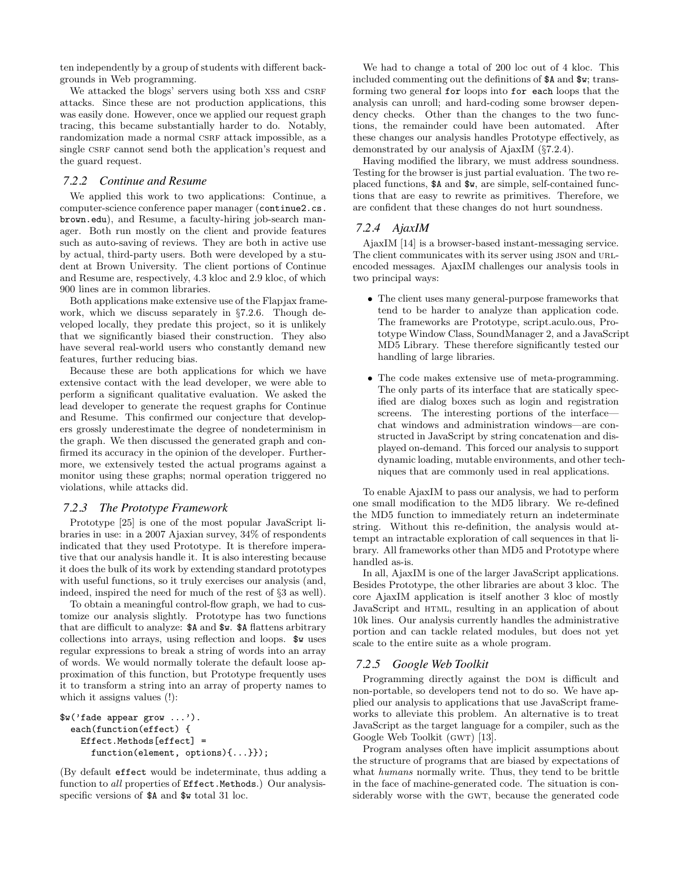ten independently by a group of students with different backgrounds in Web programming.

We attacked the blogs' servers using both XSS and CSRF attacks. Since these are not production applications, this was easily done. However, once we applied our request graph tracing, this became substantially harder to do. Notably, randomization made a normal CSRF attack impossible, as a single CSRF cannot send both the application's request and the guard request.

### 7.2.2 Continue and Resume

We applied this work to two applications: Continue, a computer-science conference paper manager (`continue2.cs.brown.edu`), and Resume, a faculty-hiring job-search manager. Both run mostly on the client and provide features such as auto-saving of reviews. They are both in active use by actual, third-party users. Both were developed by a student at Brown University. The client portions of Continue and Resume are, respectively, 4.3 kloc and 2.9 kloc, of which 900 lines are in common libraries.

Both applications make extensive use of the Flapjax framework, which we discuss separately in §7.2.6. Though developed locally, they predate this project, so it is unlikely that we significantly biased their construction. They also have several real-world users who constantly demand new features, further reducing bias.

Because these are both applications for which we have extensive contact with the lead developer, we were able to perform a significant qualitative evaluation. We asked the lead developer to generate the request graphs for Continue and Resume. This confirmed our conjecture that developers grossly underestimate the degree of nondeterminism in the graph. We then discussed the generated graph and confirmed its accuracy in the opinion of the developer. Furthermore, we extensively tested the actual programs against a monitor using these graphs; normal operation triggered no violations, while attacks did.

### 7.2.3 The Prototype Framework

Prototype [25] is one of the most popular JavaScript libraries in use: in a 2007 Ajaxian survey, 34% of respondents indicated that they used Prototype. It is therefore imperative that our analysis handle it. It is also interesting because it does the bulk of its work by extending standard prototypes with useful functions, so it truly exercises our analysis (and, indeed, inspired the need for much of the rest of §3 as well).

To obtain a meaningful control-flow graph, we had to customize our analysis slightly. Prototype has two functions that are difficult to analyze: `$A` and `$w`. `$A` flattens arbitrary collections into arrays, using reflection and loops. `$w` uses regular expressions to break a string of words into an array of words. We would normally tolerate the default loose approximation of this function, but Prototype frequently uses it to transform a string into an array of property names to which it assigns values (!):

```
$w('fade appear grow ...').
  each(function(effect) {
    Effect.Methods[effect] =
      function(element, options){...}});
```

(By default `effect` would be indeterminate, thus adding a function to *all* properties of `Effect.Methods`.) Our analysis-specific versions of `$A` and `$w` total 31 loc.

We had to change a total of 200 loc out of 4 kloc. This included commenting out the definitions of `$A` and `$w`; transforming two general `for` loops into `for each` loops that the analysis can unroll; and hard-coding some browser dependency checks. Other than the changes to the two functions, the remainder could have been automated. After these changes our analysis handles Prototype effectively, as demonstrated by our analysis of AjaxIM (§7.2.4).

Having modified the library, we must address soundness. Testing for the browser is just partial evaluation. The two replaced functions, `$A` and `$w`, are simple, self-contained functions that are easy to rewrite as primitives. Therefore, we are confident that these changes do not hurt soundness.

### 7.2.4 AjaxIM

AjaxIM [14] is a browser-based instant-messaging service. The client communicates with its server using JSON and URL-encoded messages. AjaxIM challenges our analysis tools in two principal ways:

- The client uses many general-purpose frameworks that tend to be harder to analyze than application code. The frameworks are Prototype, script.aculo.ous, Prototype Window Class, SoundManager 2, and a JavaScript MD5 Library. These therefore significantly tested our handling of large libraries.
- The code makes extensive use of meta-programming. The only parts of its interface that are statically specified are dialog boxes such as login and registration screens. The interesting portions of the interface—chat windows and administration windows—are constructed in JavaScript by string concatenation and displayed on-demand. This forced our analysis to support dynamic loading, mutable environments, and other techniques that are commonly used in real applications.

To enable AjaxIM to pass our analysis, we had to perform one small modification to the MD5 library. We re-defined the MD5 function to immediately return an indeterminate string. Without this re-definition, the analysis would attempt an intractable exploration of call sequences in that library. All frameworks other than MD5 and Prototype where handled as-is.

In all, AjaxIM is one of the larger JavaScript applications. Besides Prototype, the other libraries are about 3 kloc. The core AjaxIM application is itself another 3 kloc of mostly JavaScript and HTML, resulting in an application of about 10k lines. Our analysis currently handles the administrative portion and can tackle related modules, but does not yet scale to the entire suite as a whole program.

### 7.2.5 Google Web Toolkit

Programming directly against the DOM is difficult and non-portable, so developers tend not to do so. We have applied our analysis to applications that use JavaScript frameworks to alleviate this problem. An alternative is to treat JavaScript as the target language for a compiler, such as the Google Web Toolkit (GWT) [13].

Program analyses often have implicit assumptions about the structure of programs that are biased by expectations of what *humans* normally write. Thus, they tend to be brittle in the face of machine-generated code. The situation is considerably worse with the GWT, because the generated code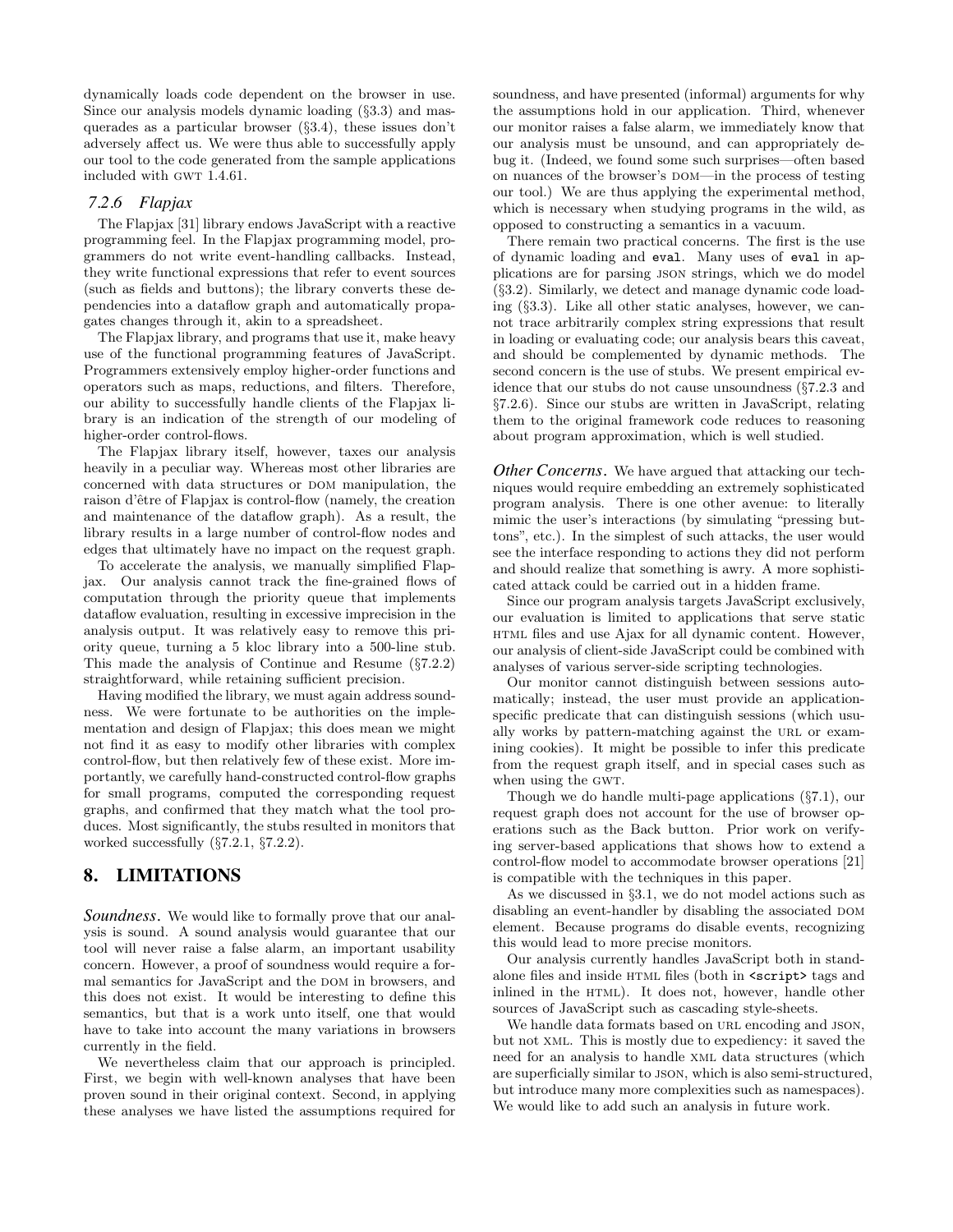dynamically loads code dependent on the browser in use. Since our analysis models dynamic loading (§3.3) and masquerades as a particular browser (§3.4), these issues don't adversely affect us. We were thus able to successfully apply our tool to the code generated from the sample applications included with GWT 1.4.61.

### 7.2.6 Flapjax

The Flapjax [31] library endows JavaScript with a reactive programming feel. In the Flapjax programming model, programmers do not write event-handling callbacks. Instead, they write functional expressions that refer to event sources (such as fields and buttons); the library converts these dependencies into a dataflow graph and automatically propagates changes through it, akin to a spreadsheet.

The Flapjax library, and programs that use it, make heavy use of the functional programming features of JavaScript. Programmers extensively employ higher-order functions and operators such as maps, reductions, and filters. Therefore, our ability to successfully handle clients of the Flapjax library is an indication of the strength of our modeling of higher-order control-flows.

The Flapjax library itself, however, taxes our analysis heavily in a peculiar way. Whereas most other libraries are concerned with data structures or DOM manipulation, the raison d'être of Flapjax is control-flow (namely, the creation and maintenance of the dataflow graph). As a result, the library results in a large number of control-flow nodes and edges that ultimately have no impact on the request graph.

To accelerate the analysis, we manually simplified Flapjax. Our analysis cannot track the fine-grained flows of computation through the priority queue that implements dataflow evaluation, resulting in excessive imprecision in the analysis output. It was relatively easy to remove this priority queue, turning a 5 kloc library into a 500-line stub. This made the analysis of Continue and Resume (§7.2.2) straightforward, while retaining sufficient precision.

Having modified the library, we must again address soundness. We were fortunate to be authorities on the implementation and design of Flapjax; this does mean we might not find it as easy to modify other libraries with complex control-flow, but then relatively few of these exist. More importantly, we carefully hand-constructed control-flow graphs for small programs, computed the corresponding request graphs, and confirmed that they match what the tool produces. Most significantly, the stubs resulted in monitors that worked successfully (§7.2.1, §7.2.2).

## 8. LIMITATIONS

***Soundness.*** We would like to formally prove that our analysis is sound. A sound analysis would guarantee that our tool will never raise a false alarm, an important usability concern. However, a proof of soundness would require a formal semantics for JavaScript and the DOM in browsers, and this does not exist. It would be interesting to define this semantics, but that is a work unto itself, one that would have to take into account the many variations in browsers currently in the field.

We nevertheless claim that our approach is principled. First, we begin with well-known analyses that have been proven sound in their original context. Second, in applying these analyses we have listed the assumptions required for soundness, and have presented (informal) arguments for why the assumptions hold in our application. Third, whenever our monitor raises a false alarm, we immediately know that our analysis must be unsound, and can appropriately debug it. (Indeed, we found some such surprises—often based on nuances of the browser's DOM—in the process of testing our tool.) We are thus applying the experimental method, which is necessary when studying programs in the wild, as opposed to constructing a semantics in a vacuum.

There remain two practical concerns. The first is the use of dynamic loading and `eval`. Many uses of `eval` in applications are for parsing JSON strings, which we do model (§3.2). Similarly, we detect and manage dynamic code loading (§3.3). Like all other static analyses, however, we cannot trace arbitrarily complex string expressions that result in loading or evaluating code; our analysis bears this caveat, and should be complemented by dynamic methods. The second concern is the use of stubs. We present empirical evidence that our stubs do not cause unsoundness (§7.2.3 and §7.2.6). Since our stubs are written in JavaScript, relating them to the original framework code reduces to reasoning about program approximation, which is well studied.

***Other Concerns.*** We have argued that attacking our techniques would require embedding an extremely sophisticated program analysis. There is one other avenue: to literally mimic the user's interactions (by simulating "pressing buttons", etc.). In the simplest of such attacks, the user would see the interface responding to actions they did not perform and should realize that something is awry. A more sophisticated attack could be carried out in a hidden frame.

Since our program analysis targets JavaScript exclusively, our evaluation is limited to applications that serve static HTML files and use Ajax for all dynamic content. However, our analysis of client-side JavaScript could be combined with analyses of various server-side scripting technologies.

Our monitor cannot distinguish between sessions automatically; instead, the user must provide an application-specific predicate that can distinguish sessions (which usually works by pattern-matching against the URL or examining cookies). It might be possible to infer this predicate from the request graph itself, and in special cases such as when using the GWT.

Though we do handle multi-page applications (§7.1), our request graph does not account for the use of browser operations such as the Back button. Prior work on verifying server-based applications that shows how to extend a control-flow model to accommodate browser operations [21] is compatible with the techniques in this paper.

As we discussed in §3.1, we do not model actions such as disabling an event-handler by disabling the associated DOM element. Because programs do disable events, recognizing this would lead to more precise monitors.

Our analysis currently handles JavaScript both in standalone files and inside HTML files (both in `<script>` tags and inlined in the HTML). It does not, however, handle other sources of JavaScript such as cascading style-sheets.

We handle data formats based on URL encoding and JSON, but not XML. This is mostly due to expediency: it saved the need for an analysis to handle XML data structures (which are superficially similar to JSON, which is also semi-structured, but introduce many more complexities such as namespaces). We would like to add such an analysis in future work.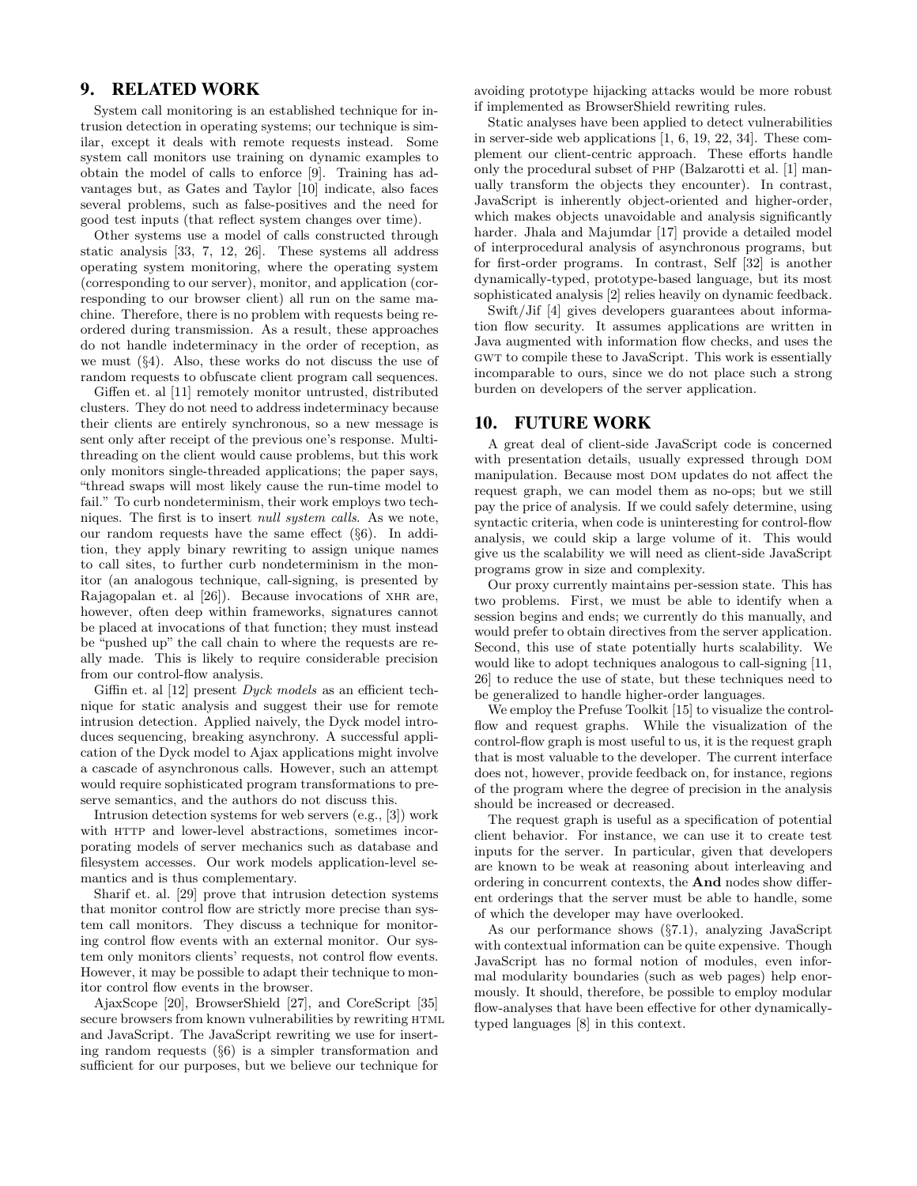## 9. RELATED WORK

System call monitoring is an established technique for intrusion detection in operating systems; our technique is similar, except it deals with remote requests instead. Some system call monitors use training on dynamic examples to obtain the model of calls to enforce [9]. Training has advantages but, as Gates and Taylor [10] indicate, also faces several problems, such as false-positives and the need for good test inputs (that reflect system changes over time).

Other systems use a model of calls constructed through static analysis [33, 7, 12, 26]. These systems all address operating system monitoring, where the operating system (corresponding to our server), monitor, and application (corresponding to our browser client) all run on the same machine. Therefore, there is no problem with requests being reordered during transmission. As a result, these approaches do not handle indeterminacy in the order of reception, as we must (§4). Also, these works do not discuss the use of random requests to obfuscate client program call sequences.

Giffen et. al [11] remotely monitor untrusted, distributed clusters. They do not need to address indeterminacy because their clients are entirely synchronous, so a new message is sent only after receipt of the previous one's response. Multithreading on the client would cause problems, but this work only monitors single-threaded applications; the paper says, "thread swaps will most likely cause the run-time model to fail." To curb nondeterminism, their work employs two techniques. The first is to insert *null system calls*. As we note, our random requests have the same effect (§6). In addition, they apply binary rewriting to assign unique names to call sites, to further curb nondeterminism in the monitor (an analogous technique, call-signing, is presented by Rajagopalan et. al [26]). Because invocations of XHR are, however, often deep within frameworks, signatures cannot be placed at invocations of that function; they must instead be "pushed up" the call chain to where the requests are really made. This is likely to require considerable precision from our control-flow analysis.

Giffin et. al [12] present *Dyck models* as an efficient technique for static analysis and suggest their use for remote intrusion detection. Applied naively, the Dyck model introduces sequencing, breaking asynchrony. A successful application of the Dyck model to Ajax applications might involve a cascade of asynchronous calls. However, such an attempt would require sophisticated program transformations to preserve semantics, and the authors do not discuss this.

Intrusion detection systems for web servers (e.g., [3]) work with HTTP and lower-level abstractions, sometimes incorporating models of server mechanics such as database and filesystem accesses. Our work models application-level semantics and is thus complementary.

Sharif et. al. [29] prove that intrusion detection systems that monitor control flow are strictly more precise than system call monitors. They discuss a technique for monitoring control flow events with an external monitor. Our system only monitors clients' requests, not control flow events. However, it may be possible to adapt their technique to monitor control flow events in the browser.

AjaxScope [20], BrowserShield [27], and CoreScript [35] secure browsers from known vulnerabilities by rewriting HTML and JavaScript. The JavaScript rewriting we use for inserting random requests (§6) is a simpler transformation and sufficient for our purposes, but we believe our technique for avoiding prototype hijacking attacks would be more robust if implemented as BrowserShield rewriting rules.

Static analyses have been applied to detect vulnerabilities in server-side web applications [1, 6, 19, 22, 34]. These complement our client-centric approach. These efforts handle only the procedural subset of PHP (Balzarotti et al. [1] manually transform the objects they encounter). In contrast, JavaScript is inherently object-oriented and higher-order, which makes objects unavoidable and analysis significantly harder. Jhala and Majumdar [17] provide a detailed model of interprocedural analysis of asynchronous programs, but for first-order programs. In contrast, Self [32] is another dynamically-typed, prototype-based language, but its most sophisticated analysis [2] relies heavily on dynamic feedback.

Swift/Jif [4] gives developers guarantees about information flow security. It assumes applications are written in Java augmented with information flow checks, and uses the GWT to compile these to JavaScript. This work is essentially incomparable to ours, since we do not place such a strong burden on developers of the server application.

## 10. FUTURE WORK

A great deal of client-side JavaScript code is concerned with presentation details, usually expressed through DOM manipulation. Because most DOM updates do not affect the request graph, we can model them as no-ops; but we still pay the price of analysis. If we could safely determine, using syntactic criteria, when code is uninteresting for control-flow analysis, we could skip a large volume of it. This would give us the scalability we will need as client-side JavaScript programs grow in size and complexity.

Our proxy currently maintains per-session state. This has two problems. First, we must be able to identify when a session begins and ends; we currently do this manually, and would prefer to obtain directives from the server application. Second, this use of state potentially hurts scalability. We would like to adopt techniques analogous to call-signing [11, 26] to reduce the use of state, but these techniques need to be generalized to handle higher-order languages.

We employ the Prefuse Toolkit [15] to visualize the control-flow and request graphs. While the visualization of the control-flow graph is most useful to us, it is the request graph that is most valuable to the developer. The current interface does not, however, provide feedback on, for instance, regions of the program where the degree of precision in the analysis should be increased or decreased.

The request graph is useful as a specification of potential client behavior. For instance, we can use it to create test inputs for the server. In particular, given that developers are known to be weak at reasoning about interleaving and ordering in concurrent contexts, the **And** nodes show different orderings that the server must be able to handle, some of which the developer may have overlooked.

As our performance shows (§7.1), analyzing JavaScript with contextual information can be quite expensive. Though JavaScript has no formal notion of modules, even informal modularity boundaries (such as web pages) help enormously. It should, therefore, be possible to employ modular flow-analyses that have been effective for other dynamically-typed languages [8] in this context.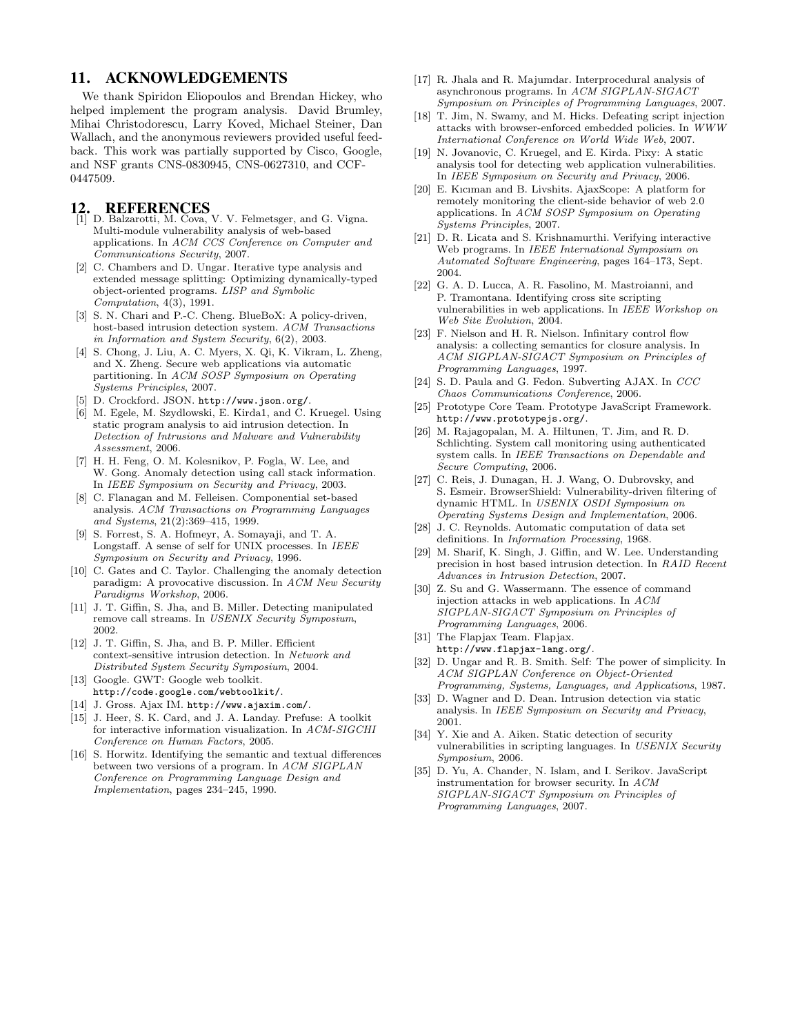## 11. ACKNOWLEDGEMENTS

We thank Spiridon Eliopoulos and Brendan Hickey, who helped implement the program analysis. David Brumley, Mihai Christodorescu, Larry Koved, Michael Steiner, Dan Wallach, and the anonymous reviewers provided useful feedback. This work was partially supported by Cisco, Google, and NSF grants CNS-0830945, CNS-0627310, and CCF-0447509.

## 12. REFERENCES

[1] D. Balzarotti, M. Cova, V. V. Felmetsger, and G. Vigna. Multi-module vulnerability analysis of web-based applications. In *ACM CCS Conference on Computer and Communications Security*, 2007.

[2] C. Chambers and D. Ungar. Iterative type analysis and extended message splitting: Optimizing dynamically-typed object-oriented programs. *LISP and Symbolic Computation*, 4(3), 1991.

[3] S. N. Chari and P.-C. Cheng. BlueBoX: A policy-driven, host-based intrusion detection system. *ACM Transactions in Information and System Security*, 6(2), 2003.

[4] S. Chong, J. Liu, A. C. Myers, X. Qi, K. Vikram, L. Zheng, and X. Zheng. Secure web applications via automatic partitioning. In *ACM SOSP Symposium on Operating Systems Principles*, 2007.

[5] D. Crockford. JSON. http://www.json.org/.

[6] M. Egele, M. Szydlowski, E. Kirda1, and C. Kruegel. Using static program analysis to aid intrusion detection. In *Detection of Intrusions and Malware and Vulnerability Assessment*, 2006.

[7] H. H. Feng, O. M. Kolesnikov, P. Fogla, W. Lee, and W. Gong. Anomaly detection using call stack information. In *IEEE Symposium on Security and Privacy*, 2003.

[8] C. Flanagan and M. Felleisen. Componential set-based analysis. *ACM Transactions on Programming Languages and Systems*, 21(2):369–415, 1999.

[9] S. Forrest, S. A. Hofmeyr, A. Somayaji, and T. A. Longstaff. A sense of self for UNIX processes. In *IEEE Symposium on Security and Privacy*, 1996.

[10] C. Gates and C. Taylor. Challenging the anomaly detection paradigm: A provocative discussion. In *ACM New Security Paradigms Workshop*, 2006.

[11] J. T. Giffin, S. Jha, and B. Miller. Detecting manipulated remove call streams. In *USENIX Security Symposium*, 2002.

[12] J. T. Giffin, S. Jha, and B. P. Miller. Efficient context-sensitive intrusion detection. In *Network and Distributed System Security Symposium*, 2004.

[13] Google. GWT: Google web toolkit. http://code.google.com/webtoolkit/.

[14] J. Gross. Ajax IM. http://www.ajaxim.com/.

[15] J. Heer, S. K. Card, and J. A. Landay. Prefuse: A toolkit for interactive information visualization. In *ACM-SIGCHI Conference on Human Factors*, 2005.

[16] S. Horwitz. Identifying the semantic and textual differences between two versions of a program. In *ACM SIGPLAN Conference on Programming Language Design and Implementation*, pages 234–245, 1990.

[17] R. Jhala and R. Majumdar. Interprocedural analysis of asynchronous programs. In *ACM SIGPLAN-SIGACT Symposium on Principles of Programming Languages*, 2007.

[18] T. Jim, N. Swamy, and M. Hicks. Defeating script injection attacks with browser-enforced embedded policies. In *WWW International Conference on World Wide Web*, 2007.

[19] N. Jovanovic, C. Kruegel, and E. Kirda. Pixy: A static analysis tool for detecting web application vulnerabilities. In *IEEE Symposium on Security and Privacy*, 2006.

[20] E. Kıcıman and B. Livshits. AjaxScope: A platform for remotely monitoring the client-side behavior of web 2.0 applications. In *ACM SOSP Symposium on Operating Systems Principles*, 2007.

[21] D. R. Licata and S. Krishnamurthi. Verifying interactive Web programs. In *IEEE International Symposium on Automated Software Engineering*, pages 164–173, Sept. 2004.

[22] G. A. D. Lucca, A. R. Fasolino, M. Mastroianni, and P. Tramontana. Identifying cross site scripting vulnerabilities in web applications. In *IEEE Workshop on Web Site Evolution*, 2004.

[23] F. Nielson and H. R. Nielson. Infinitary control flow analysis: a collecting semantics for closure analysis. In *ACM SIGPLAN-SIGACT Symposium on Principles of Programming Languages*, 1997.

[24] S. D. Paula and G. Fedon. Subverting AJAX. In *CCC Chaos Communications Conference*, 2006.

[25] Prototype Core Team. Prototype JavaScript Framework. http://www.prototypejs.org/.

[26] M. Rajagopalan, M. A. Hiltunen, T. Jim, and R. D. Schlichting. System call monitoring using authenticated system calls. In *IEEE Transactions on Dependable and Secure Computing*, 2006.

[27] C. Reis, J. Dunagan, H. J. Wang, O. Dubrovsky, and S. Esmeir. BrowserShield: Vulnerability-driven filtering of dynamic HTML. In *USENIX OSDI Symposium on Operating Systems Design and Implementation*, 2006.

[28] J. C. Reynolds. Automatic computation of data set definitions. In *Information Processing*, 1968.

[29] M. Sharif, K. Singh, J. Giffin, and W. Lee. Understanding precision in host based intrusion detection. In *RAID Recent Advances in Intrusion Detection*, 2007.

[30] Z. Su and G. Wassermann. The essence of command injection attacks in web applications. In *ACM SIGPLAN-SIGACT Symposium on Principles of Programming Languages*, 2006.

[31] The Flapjax Team. Flapjax. http://www.flapjax-lang.org/.

[32] D. Ungar and R. B. Smith. Self: The power of simplicity. In *ACM SIGPLAN Conference on Object-Oriented Programming, Systems, Languages, and Applications*, 1987.

[33] D. Wagner and D. Dean. Intrusion detection via static analysis. In *IEEE Symposium on Security and Privacy*, 2001.

[34] Y. Xie and A. Aiken. Static detection of security vulnerabilities in scripting languages. In *USENIX Security Symposium*, 2006.

[35] D. Yu, A. Chander, N. Islam, and I. Serikov. JavaScript instrumentation for browser security. In *ACM SIGPLAN-SIGACT Symposium on Principles of Programming Languages*, 2007.